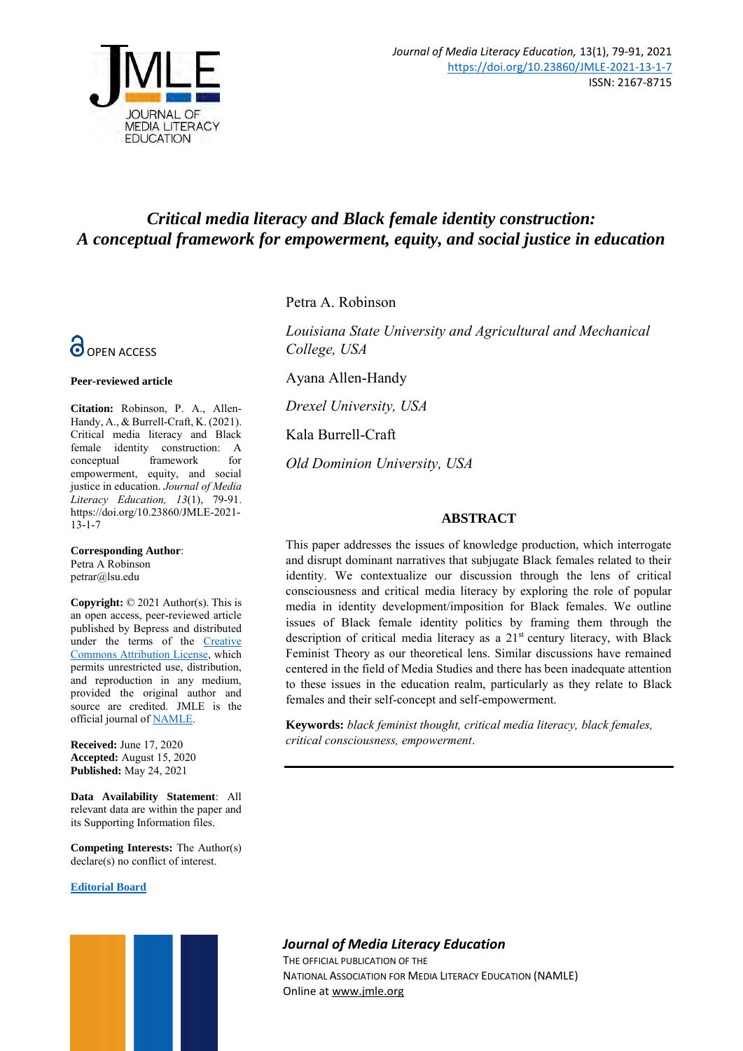Journal of Media Literacy Education, 13(1), 79-91, 2021
https://doi.org/10.23860/JMLE-2021-13-1-7
ISSN: 2167-8715

# *Critical media literacy and Black female identity construction: A conceptual framework for empowerment, equity, and social justice in education*

Petra A. Robinson

*Louisiana State University and Agricultural and Mechanical College, USA*

Ayana Allen-Handy

*Drexel University, USA*

Kala Burrell-Craft

*Old Dominion University, USA*

OPEN ACCESS

**Peer-reviewed article**

**Citation:** Robinson, P. A., Allen-Handy, A., & Burrell-Craft, K. (2021). Critical media literacy and Black female identity construction: A conceptual framework for empowerment, equity, and social justice in education. *Journal of Media Literacy Education, 13*(1), 79-91. https://doi.org/10.23860/JMLE-2021-13-1-7

**Corresponding Author**:
Petra A Robinson
petrar@lsu.edu

**Copyright:** © 2021 Author(s). This is an open access, peer-reviewed article published by Bepress and distributed under the terms of the Creative Commons Attribution License, which permits unrestricted use, distribution, and reproduction in any medium, provided the original author and source are credited. JMLE is the official journal of NAMLE.

**Received:** June 17, 2020
**Accepted:** August 15, 2020
**Published:** May 24, 2021

**Data Availability Statement**: All relevant data are within the paper and its Supporting Information files.

**Competing Interests:** The Author(s) declare(s) no conflict of interest.

**Editorial Board**

## ABSTRACT

This paper addresses the issues of knowledge production, which interrogate and disrupt dominant narratives that subjugate Black females related to their identity. We contextualize our discussion through the lens of critical consciousness and critical media literacy by exploring the role of popular media in identity development/imposition for Black females. We outline issues of Black female identity politics by framing them through the description of critical media literacy as a 21st century literacy, with Black Feminist Theory as our theoretical lens. Similar discussions have remained centered in the field of Media Studies and there has been inadequate attention to these issues in the education realm, particularly as they relate to Black females and their self-concept and self-empowerment.

**Keywords:** *black feminist thought, critical media literacy, black females, critical consciousness, empowerment*.

***Journal of Media Literacy Education***
THE OFFICIAL PUBLICATION OF THE
NATIONAL ASSOCIATION FOR MEDIA LITERACY EDUCATION (NAMLE)
Online at www.jmle.org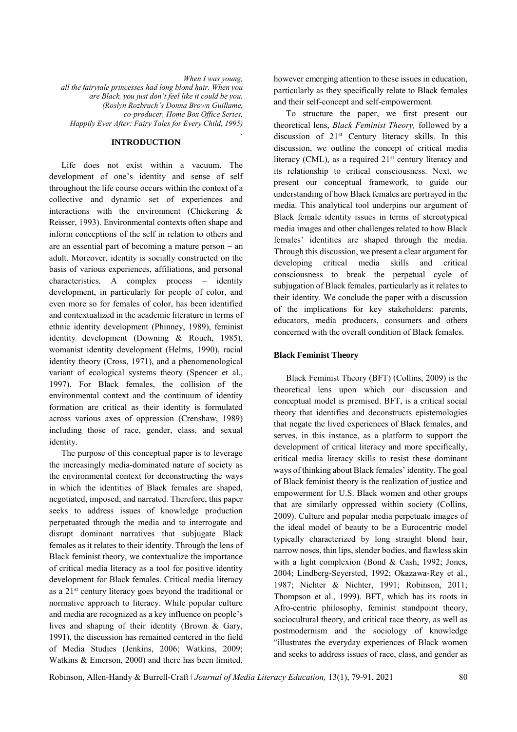*When I was young,*
*all the fairytale princesses had long blond hair. When you are Black, you just don't feel like it could be you.*
*(Roslyn Rozbruch's Donna Brown Guillame, co-producer, Home Box Office Series, Happily Ever After: Fairy Tales for Every Child, 1995)*

## INTRODUCTION

Life does not exist within a vacuum. The development of one's identity and sense of self throughout the life course occurs within the context of a collective and dynamic set of experiences and interactions with the environment (Chickering & Reisser, 1993). Environmental contexts often shape and inform conceptions of the self in relation to others and are an essential part of becoming a mature person – an adult. Moreover, identity is socially constructed on the basis of various experiences, affiliations, and personal characteristics. A complex process – identity development, in particular for people of color, and even more so for females of color, has been identified and contextualized in the academic literature in terms of ethnic identity development (Phinney, 1989), feminist identity development (Downing & Rouch, 1985), womanist identity development (Helms, 1990), racial identity theory (Cross, 1971), and a phenomenological variant of ecological systems theory (Spencer et al., 1997). For Black females, the collision of the environmental context and the continuum of identity formation are critical as their identity is formulated across various axes of oppression (Crenshaw, 1989) including those of race, gender, class, and sexual identity.

The purpose of this conceptual paper is to leverage the increasingly media-dominated nature of society as the environmental context for deconstructing the ways in which the identities of Black females are shaped, negotiated, imposed, and narrated. Therefore, this paper seeks to address issues of knowledge production perpetuated through the media and to interrogate and disrupt dominant narratives that subjugate Black females as it relates to their identity. Through the lens of Black feminist theory, we contextualize the importance of critical media literacy as a tool for positive identity development for Black females. Critical media literacy as a 21st century literacy goes beyond the traditional or normative approach to literacy. While popular culture and media are recognized as a key influence on people's lives and shaping of their identity (Brown & Gary, 1991), the discussion has remained centered in the field of Media Studies (Jenkins, 2006; Watkins, 2009; Watkins & Emerson, 2000) and there has been limited, however emerging attention to these issues in education, particularly as they specifically relate to Black females and their self-concept and self-empowerment.

To structure the paper, we first present our theoretical lens, *Black Feminist Theory,* followed by a discussion of 21st Century literacy skills. In this discussion, we outline the concept of critical media literacy (CML), as a required 21st century literacy and its relationship to critical consciousness. Next, we present our conceptual framework, to guide our understanding of how Black females are portrayed in the media. This analytical tool underpins our argument of Black female identity issues in terms of stereotypical media images and other challenges related to how Black females' identities are shaped through the media. Through this discussion, we present a clear argument for developing critical media skills and critical consciousness to break the perpetual cycle of subjugation of Black females, particularly as it relates to their identity. We conclude the paper with a discussion of the implications for key stakeholders: parents, educators, media producers, consumers and others concerned with the overall condition of Black females.

### Black Feminist Theory

Black Feminist Theory (BFT) (Collins, 2009) is the theoretical lens upon which our discussion and conceptual model is premised. BFT, is a critical social theory that identifies and deconstructs epistemologies that negate the lived experiences of Black females, and serves, in this instance, as a platform to support the development of critical literacy and more specifically, critical media literacy skills to resist these dominant ways of thinking about Black females' identity. The goal of Black feminist theory is the realization of justice and empowerment for U.S. Black women and other groups that are similarly oppressed within society (Collins, 2009). Culture and popular media perpetuate images of the ideal model of beauty to be a Eurocentric model typically characterized by long straight blond hair, narrow noses, thin lips, slender bodies, and flawless skin with a light complexion (Bond & Cash, 1992; Jones, 2004; Lindberg-Seyersted, 1992; Okazawa-Rey et al., 1987; Nichter & Nichter, 1991; Robinson, 2011; Thompson et al., 1999). BFT, which has its roots in Afro-centric philosophy, feminist standpoint theory, sociocultural theory, and critical race theory, as well as postmodernism and the sociology of knowledge "illustrates the everyday experiences of Black women and seeks to address issues of race, class, and gender as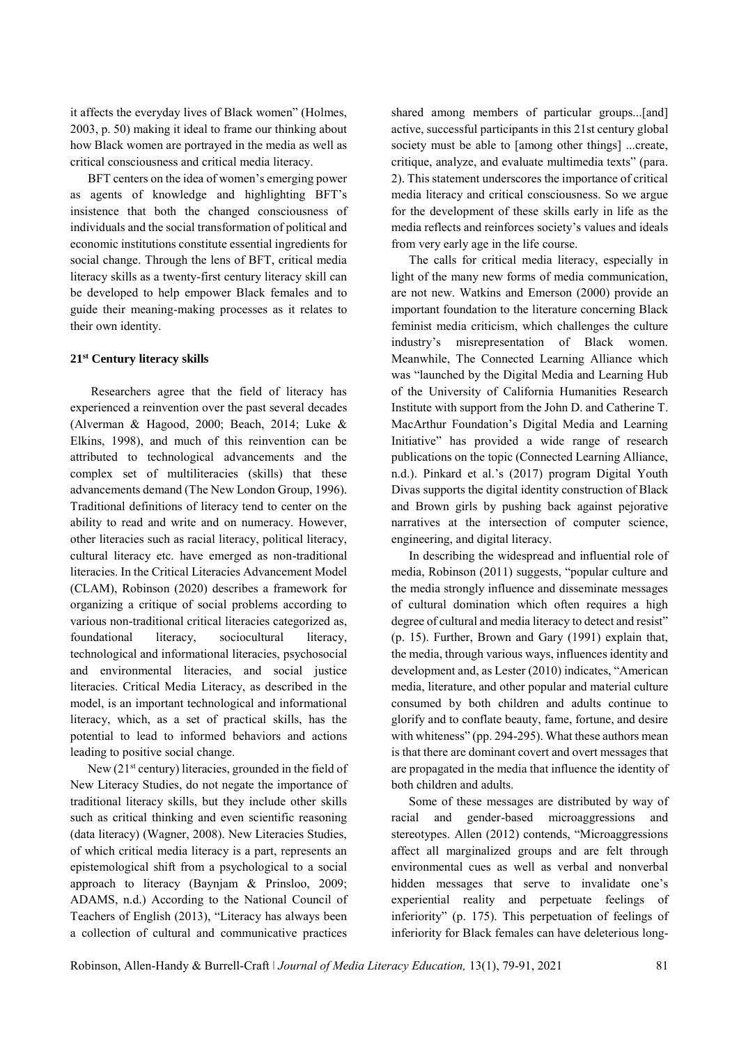it affects the everyday lives of Black women" (Holmes, 2003, p. 50) making it ideal to frame our thinking about how Black women are portrayed in the media as well as critical consciousness and critical media literacy.

BFT centers on the idea of women's emerging power as agents of knowledge and highlighting BFT's insistence that both the changed consciousness of individuals and the social transformation of political and economic institutions constitute essential ingredients for social change. Through the lens of BFT, critical media literacy skills as a twenty-first century literacy skill can be developed to help empower Black females and to guide their meaning-making processes as it relates to their own identity.

### 21st Century literacy skills

Researchers agree that the field of literacy has experienced a reinvention over the past several decades (Alverman & Hagood, 2000; Beach, 2014; Luke & Elkins, 1998), and much of this reinvention can be attributed to technological advancements and the complex set of multiliteracies (skills) that these advancements demand (The New London Group, 1996). Traditional definitions of literacy tend to center on the ability to read and write and on numeracy. However, other literacies such as racial literacy, political literacy, cultural literacy etc. have emerged as non-traditional literacies. In the Critical Literacies Advancement Model (CLAM), Robinson (2020) describes a framework for organizing a critique of social problems according to various non-traditional critical literacies categorized as, foundational literacy, sociocultural literacy, technological and informational literacies, psychosocial and environmental literacies, and social justice literacies. Critical Media Literacy, as described in the model, is an important technological and informational literacy, which, as a set of practical skills, has the potential to lead to informed behaviors and actions leading to positive social change.

New (21st century) literacies, grounded in the field of New Literacy Studies, do not negate the importance of traditional literacy skills, but they include other skills such as critical thinking and even scientific reasoning (data literacy) (Wagner, 2008). New Literacies Studies, of which critical media literacy is a part, represents an epistemological shift from a psychological to a social approach to literacy (Baynjam & Prinsloo, 2009; ADAMS, n.d.) According to the National Council of Teachers of English (2013), "Literacy has always been a collection of cultural and communicative practices shared among members of particular groups...[and] active, successful participants in this 21st century global society must be able to [among other things] ...create, critique, analyze, and evaluate multimedia texts" (para. 2). This statement underscores the importance of critical media literacy and critical consciousness. So we argue for the development of these skills early in life as the media reflects and reinforces society's values and ideals from very early age in the life course.

The calls for critical media literacy, especially in light of the many new forms of media communication, are not new. Watkins and Emerson (2000) provide an important foundation to the literature concerning Black feminist media criticism, which challenges the culture industry's misrepresentation of Black women. Meanwhile, The Connected Learning Alliance which was "launched by the Digital Media and Learning Hub of the University of California Humanities Research Institute with support from the John D. and Catherine T. MacArthur Foundation's Digital Media and Learning Initiative" has provided a wide range of research publications on the topic (Connected Learning Alliance, n.d.). Pinkard et al.'s (2017) program Digital Youth Divas supports the digital identity construction of Black and Brown girls by pushing back against pejorative narratives at the intersection of computer science, engineering, and digital literacy.

In describing the widespread and influential role of media, Robinson (2011) suggests, "popular culture and the media strongly influence and disseminate messages of cultural domination which often requires a high degree of cultural and media literacy to detect and resist" (p. 15). Further, Brown and Gary (1991) explain that, the media, through various ways, influences identity and development and, as Lester (2010) indicates, "American media, literature, and other popular and material culture consumed by both children and adults continue to glorify and to conflate beauty, fame, fortune, and desire with whiteness" (pp. 294-295). What these authors mean is that there are dominant covert and overt messages that are propagated in the media that influence the identity of both children and adults.

Some of these messages are distributed by way of racial and gender-based microaggressions and stereotypes. Allen (2012) contends, "Microaggressions affect all marginalized groups and are felt through environmental cues as well as verbal and nonverbal hidden messages that serve to invalidate one's experiential reality and perpetuate feelings of inferiority" (p. 175). This perpetuation of feelings of inferiority for Black females can have deleterious long-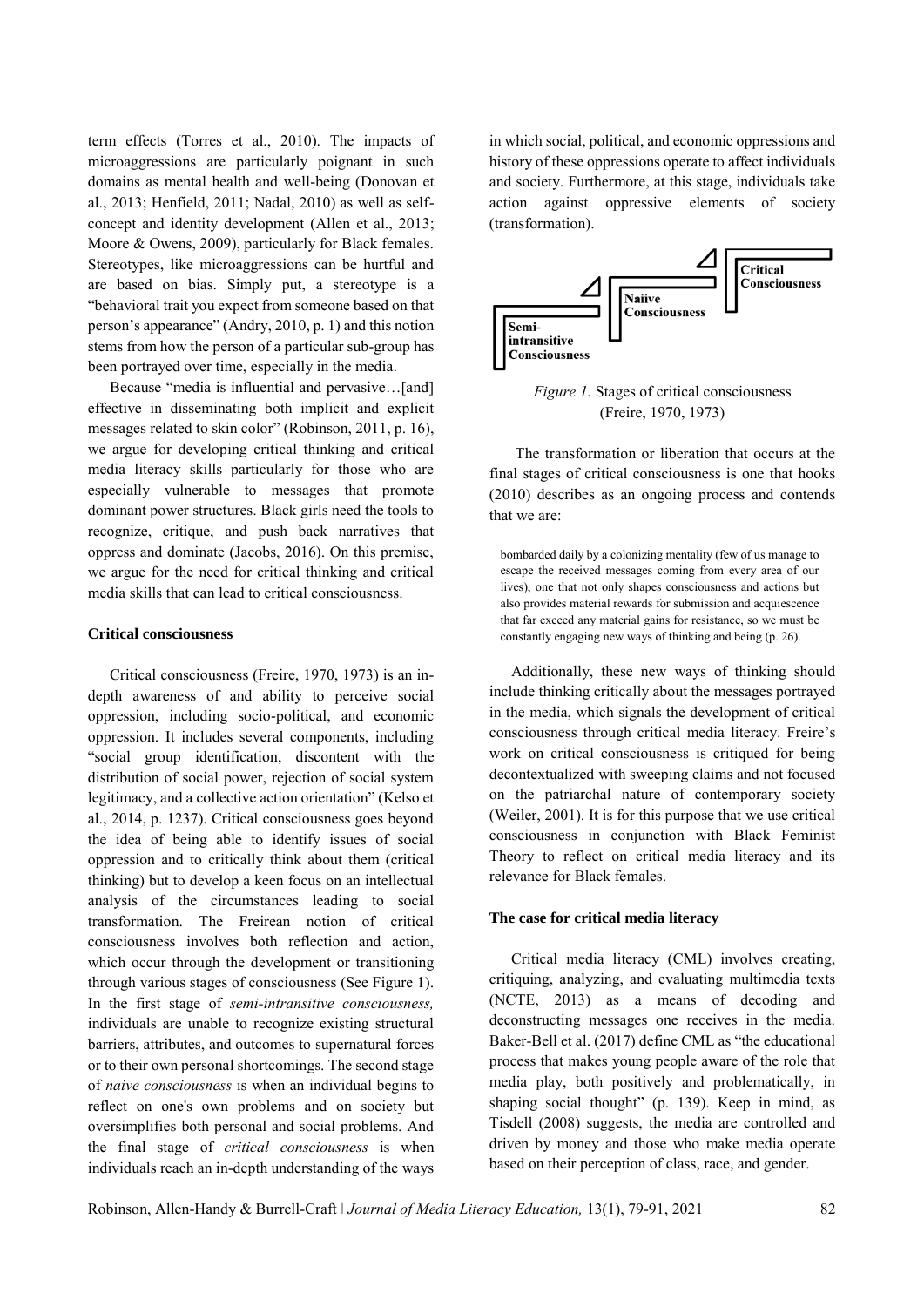term effects (Torres et al., 2010). The impacts of microaggressions are particularly poignant in such domains as mental health and well-being (Donovan et al., 2013; Henfield, 2011; Nadal, 2010) as well as self-concept and identity development (Allen et al., 2013; Moore & Owens, 2009), particularly for Black females. Stereotypes, like microaggressions can be hurtful and are based on bias. Simply put, a stereotype is a "behavioral trait you expect from someone based on that person's appearance" (Andry, 2010, p. 1) and this notion stems from how the person of a particular sub-group has been portrayed over time, especially in the media.

Because "media is influential and pervasive…[and] effective in disseminating both implicit and explicit messages related to skin color" (Robinson, 2011, p. 16), we argue for developing critical thinking and critical media literacy skills particularly for those who are especially vulnerable to messages that promote dominant power structures. Black girls need the tools to recognize, critique, and push back narratives that oppress and dominate (Jacobs, 2016). On this premise, we argue for the need for critical thinking and critical media skills that can lead to critical consciousness.

### Critical consciousness

Critical consciousness (Freire, 1970, 1973) is an in-depth awareness of and ability to perceive social oppression, including socio-political, and economic oppression. It includes several components, including "social group identification, discontent with the distribution of social power, rejection of social system legitimacy, and a collective action orientation" (Kelso et al., 2014, p. 1237). Critical consciousness goes beyond the idea of being able to identify issues of social oppression and to critically think about them (critical thinking) but to develop a keen focus on an intellectual analysis of the circumstances leading to social transformation. The Freirean notion of critical consciousness involves both reflection and action, which occur through the development or transitioning through various stages of consciousness (See Figure 1). In the first stage of *semi-intransitive consciousness,* individuals are unable to recognize existing structural barriers, attributes, and outcomes to supernatural forces or to their own personal shortcomings. The second stage of *naive consciousness* is when an individual begins to reflect on one's own problems and on society but oversimplifies both personal and social problems. And the final stage of *critical consciousness* is when individuals reach an in-depth understanding of the ways in which social, political, and economic oppressions and history of these oppressions operate to affect individuals and society. Furthermore, at this stage, individuals take action against oppressive elements of society (transformation).

Semi-intransitive Consciousness → Naiive Consciousness → Critical Consciousness

*Figure 1.* Stages of critical consciousness (Freire, 1970, 1973)

The transformation or liberation that occurs at the final stages of critical consciousness is one that hooks (2010) describes as an ongoing process and contends that we are:

> bombarded daily by a colonizing mentality (few of us manage to escape the received messages coming from every area of our lives), one that not only shapes consciousness and actions but also provides material rewards for submission and acquiescence that far exceed any material gains for resistance, so we must be constantly engaging new ways of thinking and being (p. 26).

Additionally, these new ways of thinking should include thinking critically about the messages portrayed in the media, which signals the development of critical consciousness through critical media literacy. Freire's work on critical consciousness is critiqued for being decontextualized with sweeping claims and not focused on the patriarchal nature of contemporary society (Weiler, 2001). It is for this purpose that we use critical consciousness in conjunction with Black Feminist Theory to reflect on critical media literacy and its relevance for Black females.

### The case for critical media literacy

Critical media literacy (CML) involves creating, critiquing, analyzing, and evaluating multimedia texts (NCTE, 2013) as a means of decoding and deconstructing messages one receives in the media. Baker-Bell et al. (2017) define CML as "the educational process that makes young people aware of the role that media play, both positively and problematically, in shaping social thought" (p. 139). Keep in mind, as Tisdell (2008) suggests, the media are controlled and driven by money and those who make media operate based on their perception of class, race, and gender.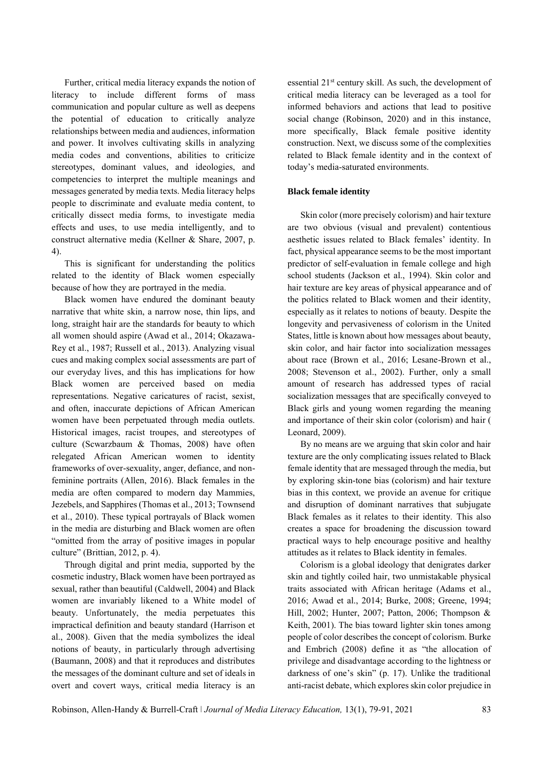Further, critical media literacy expands the notion of literacy to include different forms of mass communication and popular culture as well as deepens the potential of education to critically analyze relationships between media and audiences, information and power. It involves cultivating skills in analyzing media codes and conventions, abilities to criticize stereotypes, dominant values, and ideologies, and competencies to interpret the multiple meanings and messages generated by media texts. Media literacy helps people to discriminate and evaluate media content, to critically dissect media forms, to investigate media effects and uses, to use media intelligently, and to construct alternative media (Kellner & Share, 2007, p. 4).

This is significant for understanding the politics related to the identity of Black women especially because of how they are portrayed in the media.

Black women have endured the dominant beauty narrative that white skin, a narrow nose, thin lips, and long, straight hair are the standards for beauty to which all women should aspire (Awad et al., 2014; Okazawa-Rey et al., 1987; Russell et al., 2013). Analyzing visual cues and making complex social assessments are part of our everyday lives, and this has implications for how Black women are perceived based on media representations. Negative caricatures of racist, sexist, and often, inaccurate depictions of African American women have been perpetuated through media outlets. Historical images, racist troupes, and stereotypes of culture (Scwarzbaum & Thomas, 2008) have often relegated African American women to identity frameworks of over-sexuality, anger, defiance, and non-feminine portraits (Allen, 2016). Black females in the media are often compared to modern day Mammies, Jezebels, and Sapphires (Thomas et al., 2013; Townsend et al., 2010). These typical portrayals of Black women in the media are disturbing and Black women are often "omitted from the array of positive images in popular culture" (Brittian, 2012, p. 4).

Through digital and print media, supported by the cosmetic industry, Black women have been portrayed as sexual, rather than beautiful (Caldwell, 2004) and Black women are invariably likened to a White model of beauty. Unfortunately, the media perpetuates this impractical definition and beauty standard (Harrison et al., 2008). Given that the media symbolizes the ideal notions of beauty, in particularly through advertising (Baumann, 2008) and that it reproduces and distributes the messages of the dominant culture and set of ideals in overt and covert ways, critical media literacy is an essential 21st century skill. As such, the development of critical media literacy can be leveraged as a tool for informed behaviors and actions that lead to positive social change (Robinson, 2020) and in this instance, more specifically, Black female positive identity construction. Next, we discuss some of the complexities related to Black female identity and in the context of today's media-saturated environments.

### Black female identity

Skin color (more precisely colorism) and hair texture are two obvious (visual and prevalent) contentious aesthetic issues related to Black females' identity. In fact, physical appearance seems to be the most important predictor of self-evaluation in female college and high school students (Jackson et al., 1994). Skin color and hair texture are key areas of physical appearance and of the politics related to Black women and their identity, especially as it relates to notions of beauty. Despite the longevity and pervasiveness of colorism in the United States, little is known about how messages about beauty, skin color, and hair factor into socialization messages about race (Brown et al., 2016; Lesane-Brown et al., 2008; Stevenson et al., 2002). Further, only a small amount of research has addressed types of racial socialization messages that are specifically conveyed to Black girls and young women regarding the meaning and importance of their skin color (colorism) and hair ( Leonard, 2009).

By no means are we arguing that skin color and hair texture are the only complicating issues related to Black female identity that are messaged through the media, but by exploring skin-tone bias (colorism) and hair texture bias in this context, we provide an avenue for critique and disruption of dominant narratives that subjugate Black females as it relates to their identity. This also creates a space for broadening the discussion toward practical ways to help encourage positive and healthy attitudes as it relates to Black identity in females.

Colorism is a global ideology that denigrates darker skin and tightly coiled hair, two unmistakable physical traits associated with African heritage (Adams et al., 2016; Awad et al., 2014; Burke, 2008; Greene, 1994; Hill, 2002; Hunter, 2007; Patton, 2006; Thompson & Keith, 2001). The bias toward lighter skin tones among people of color describes the concept of colorism. Burke and Embrich (2008) define it as "the allocation of privilege and disadvantage according to the lightness or darkness of one's skin" (p. 17). Unlike the traditional anti-racist debate, which explores skin color prejudice in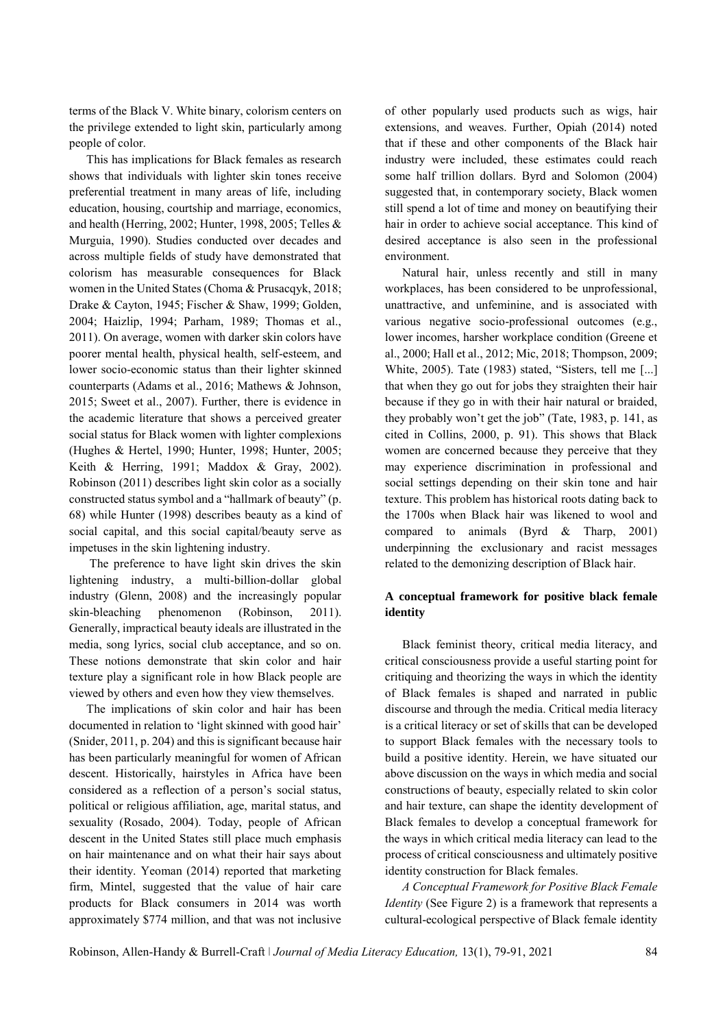terms of the Black V. White binary, colorism centers on the privilege extended to light skin, particularly among people of color.

This has implications for Black females as research shows that individuals with lighter skin tones receive preferential treatment in many areas of life, including education, housing, courtship and marriage, economics, and health (Herring, 2002; Hunter, 1998, 2005; Telles & Murguia, 1990). Studies conducted over decades and across multiple fields of study have demonstrated that colorism has measurable consequences for Black women in the United States (Choma & Prusacqyk, 2018; Drake & Cayton, 1945; Fischer & Shaw, 1999; Golden, 2004; Haizlip, 1994; Parham, 1989; Thomas et al., 2011). On average, women with darker skin colors have poorer mental health, physical health, self-esteem, and lower socio-economic status than their lighter skinned counterparts (Adams et al., 2016; Mathews & Johnson, 2015; Sweet et al., 2007). Further, there is evidence in the academic literature that shows a perceived greater social status for Black women with lighter complexions (Hughes & Hertel, 1990; Hunter, 1998; Hunter, 2005; Keith & Herring, 1991; Maddox & Gray, 2002). Robinson (2011) describes light skin color as a socially constructed status symbol and a "hallmark of beauty" (p. 68) while Hunter (1998) describes beauty as a kind of social capital, and this social capital/beauty serve as impetuses in the skin lightening industry.

The preference to have light skin drives the skin lightening industry, a multi-billion-dollar global industry (Glenn, 2008) and the increasingly popular skin-bleaching phenomenon (Robinson, 2011). Generally, impractical beauty ideals are illustrated in the media, song lyrics, social club acceptance, and so on. These notions demonstrate that skin color and hair texture play a significant role in how Black people are viewed by others and even how they view themselves.

The implications of skin color and hair has been documented in relation to 'light skinned with good hair' (Snider, 2011, p. 204) and this is significant because hair has been particularly meaningful for women of African descent. Historically, hairstyles in Africa have been considered as a reflection of a person's social status, political or religious affiliation, age, marital status, and sexuality (Rosado, 2004). Today, people of African descent in the United States still place much emphasis on hair maintenance and on what their hair says about their identity. Yeoman (2014) reported that marketing firm, Mintel, suggested that the value of hair care products for Black consumers in 2014 was worth approximately $774 million, and that was not inclusive of other popularly used products such as wigs, hair extensions, and weaves. Further, Opiah (2014) noted that if these and other components of the Black hair industry were included, these estimates could reach some half trillion dollars. Byrd and Solomon (2004) suggested that, in contemporary society, Black women still spend a lot of time and money on beautifying their hair in order to achieve social acceptance. This kind of desired acceptance is also seen in the professional environment.

Natural hair, unless recently and still in many workplaces, has been considered to be unprofessional, unattractive, and unfeminine, and is associated with various negative socio-professional outcomes (e.g., lower incomes, harsher workplace condition (Greene et al., 2000; Hall et al., 2012; Mic, 2018; Thompson, 2009; White, 2005). Tate (1983) stated, "Sisters, tell me [...] that when they go out for jobs they straighten their hair because if they go in with their hair natural or braided, they probably won't get the job" (Tate, 1983, p. 141, as cited in Collins, 2000, p. 91). This shows that Black women are concerned because they perceive that they may experience discrimination in professional and social settings depending on their skin tone and hair texture. This problem has historical roots dating back to the 1700s when Black hair was likened to wool and compared to animals (Byrd & Tharp, 2001) underpinning the exclusionary and racist messages related to the demonizing description of Black hair.

## A conceptual framework for positive black female identity

Black feminist theory, critical media literacy, and critical consciousness provide a useful starting point for critiquing and theorizing the ways in which the identity of Black females is shaped and narrated in public discourse and through the media. Critical media literacy is a critical literacy or set of skills that can be developed to support Black females with the necessary tools to build a positive identity. Herein, we have situated our above discussion on the ways in which media and social constructions of beauty, especially related to skin color and hair texture, can shape the identity development of Black females to develop a conceptual framework for the ways in which critical media literacy can lead to the process of critical consciousness and ultimately positive identity construction for Black females.

*A Conceptual Framework for Positive Black Female Identity* (See Figure 2) is a framework that represents a cultural-ecological perspective of Black female identity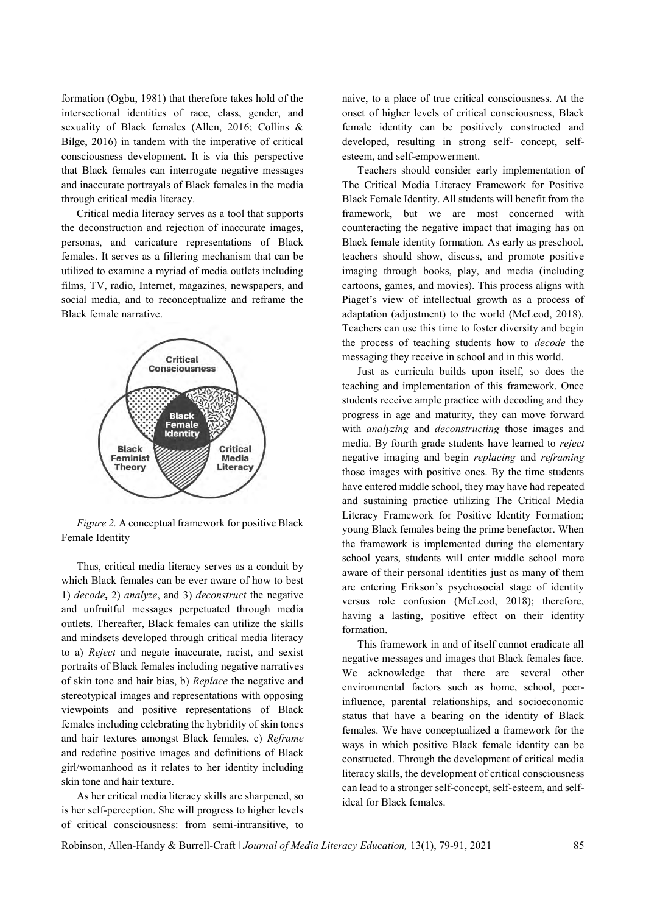formation (Ogbu, 1981) that therefore takes hold of the intersectional identities of race, class, gender, and sexuality of Black females (Allen, 2016; Collins & Bilge, 2016) in tandem with the imperative of critical consciousness development. It is via this perspective that Black females can interrogate negative messages and inaccurate portrayals of Black females in the media through critical media literacy.

Critical media literacy serves as a tool that supports the deconstruction and rejection of inaccurate images, personas, and caricature representations of Black females. It serves as a filtering mechanism that can be utilized to examine a myriad of media outlets including films, TV, radio, Internet, magazines, newspapers, and social media, and to reconceptualize and reframe the Black female narrative.

*Figure 2.* A conceptual framework for positive Black Female Identity

Thus, critical media literacy serves as a conduit by which Black females can be ever aware of how to best 1) *decode***,** 2) *analyze*, and 3) *deconstruct* the negative and unfruitful messages perpetuated through media outlets. Thereafter, Black females can utilize the skills and mindsets developed through critical media literacy to a) *Reject* and negate inaccurate, racist, and sexist portraits of Black females including negative narratives of skin tone and hair bias, b) *Replace* the negative and stereotypical images and representations with opposing viewpoints and positive representations of Black females including celebrating the hybridity of skin tones and hair textures amongst Black females, c) *Reframe* and redefine positive images and definitions of Black girl/womanhood as it relates to her identity including skin tone and hair texture.

As her critical media literacy skills are sharpened, so is her self-perception. She will progress to higher levels of critical consciousness: from semi-intransitive, to naive, to a place of true critical consciousness. At the onset of higher levels of critical consciousness, Black female identity can be positively constructed and developed, resulting in strong self- concept, self-esteem, and self-empowerment.

Teachers should consider early implementation of The Critical Media Literacy Framework for Positive Black Female Identity. All students will benefit from the framework, but we are most concerned with counteracting the negative impact that imaging has on Black female identity formation. As early as preschool, teachers should show, discuss, and promote positive imaging through books, play, and media (including cartoons, games, and movies). This process aligns with Piaget's view of intellectual growth as a process of adaptation (adjustment) to the world (McLeod, 2018). Teachers can use this time to foster diversity and begin the process of teaching students how to *decode* the messaging they receive in school and in this world.

Just as curricula builds upon itself, so does the teaching and implementation of this framework. Once students receive ample practice with decoding and they progress in age and maturity, they can move forward with *analyzing* and *deconstructing* those images and media. By fourth grade students have learned to *reject* negative imaging and begin *replacing* and *reframing* those images with positive ones. By the time students have entered middle school, they may have had repeated and sustaining practice utilizing The Critical Media Literacy Framework for Positive Identity Formation; young Black females being the prime benefactor. When the framework is implemented during the elementary school years, students will enter middle school more aware of their personal identities just as many of them are entering Erikson's psychosocial stage of identity versus role confusion (McLeod, 2018); therefore, having a lasting, positive effect on their identity formation.

This framework in and of itself cannot eradicate all negative messages and images that Black females face. We acknowledge that there are several other environmental factors such as home, school, peer-influence, parental relationships, and socioeconomic status that have a bearing on the identity of Black females. We have conceptualized a framework for the ways in which positive Black female identity can be constructed. Through the development of critical media literacy skills, the development of critical consciousness can lead to a stronger self-concept, self-esteem, and self-ideal for Black females.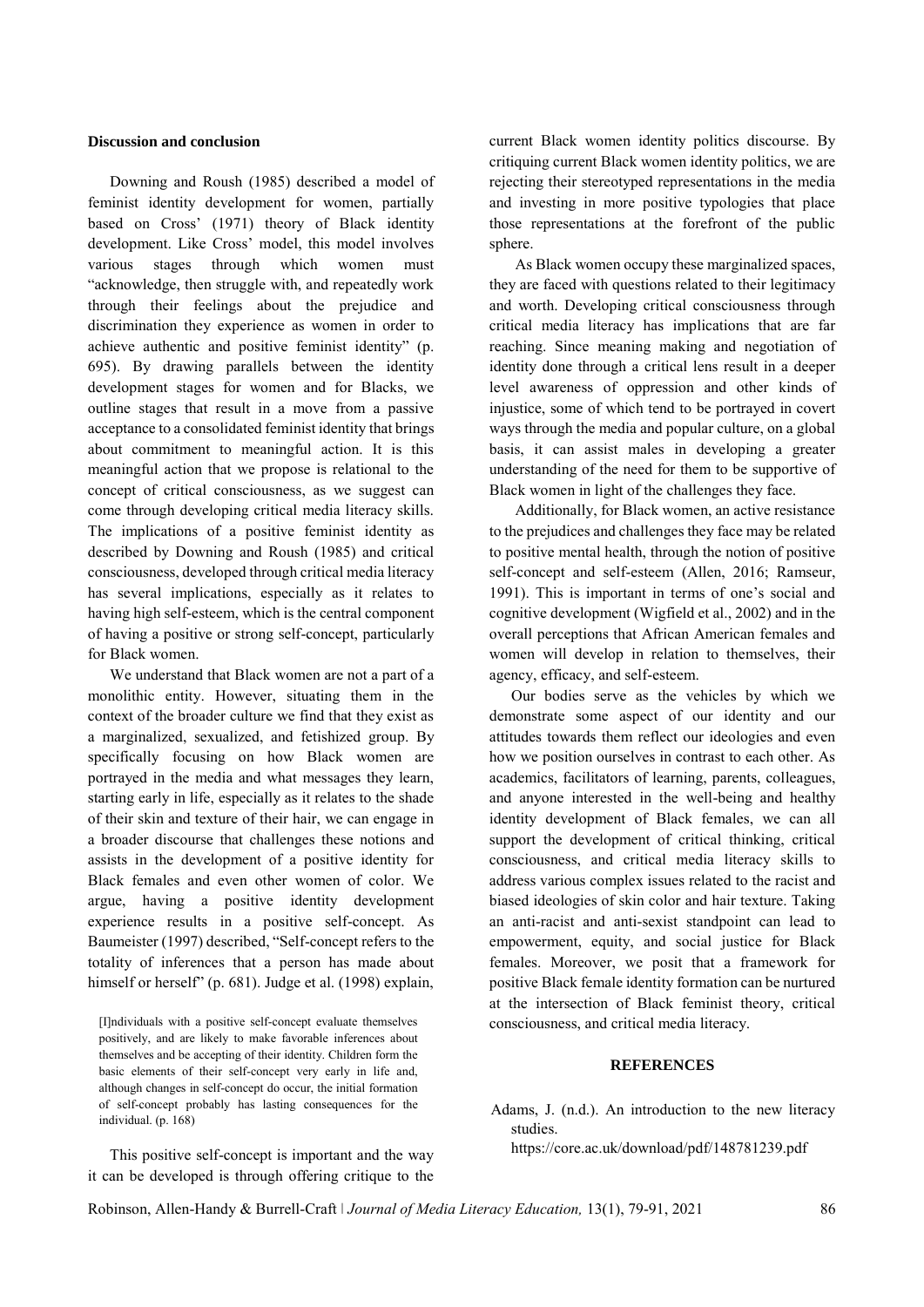### Discussion and conclusion

Downing and Roush (1985) described a model of feminist identity development for women, partially based on Cross' (1971) theory of Black identity development. Like Cross' model, this model involves various stages through which women must "acknowledge, then struggle with, and repeatedly work through their feelings about the prejudice and discrimination they experience as women in order to achieve authentic and positive feminist identity" (p. 695). By drawing parallels between the identity development stages for women and for Blacks, we outline stages that result in a move from a passive acceptance to a consolidated feminist identity that brings about commitment to meaningful action. It is this meaningful action that we propose is relational to the concept of critical consciousness, as we suggest can come through developing critical media literacy skills. The implications of a positive feminist identity as described by Downing and Roush (1985) and critical consciousness, developed through critical media literacy has several implications, especially as it relates to having high self-esteem, which is the central component of having a positive or strong self-concept, particularly for Black women.

We understand that Black women are not a part of a monolithic entity. However, situating them in the context of the broader culture we find that they exist as a marginalized, sexualized, and fetishized group. By specifically focusing on how Black women are portrayed in the media and what messages they learn, starting early in life, especially as it relates to the shade of their skin and texture of their hair, we can engage in a broader discourse that challenges these notions and assists in the development of a positive identity for Black females and even other women of color. We argue, having a positive identity development experience results in a positive self-concept. As Baumeister (1997) described, "Self-concept refers to the totality of inferences that a person has made about himself or herself" (p. 681). Judge et al. (1998) explain,

> [I]ndividuals with a positive self-concept evaluate themselves positively, and are likely to make favorable inferences about themselves and be accepting of their identity. Children form the basic elements of their self-concept very early in life and, although changes in self-concept do occur, the initial formation of self-concept probably has lasting consequences for the individual. (p. 168)

This positive self-concept is important and the way it can be developed is through offering critique to the current Black women identity politics discourse. By critiquing current Black women identity politics, we are rejecting their stereotyped representations in the media and investing in more positive typologies that place those representations at the forefront of the public sphere.

As Black women occupy these marginalized spaces, they are faced with questions related to their legitimacy and worth. Developing critical consciousness through critical media literacy has implications that are far reaching. Since meaning making and negotiation of identity done through a critical lens result in a deeper level awareness of oppression and other kinds of injustice, some of which tend to be portrayed in covert ways through the media and popular culture, on a global basis, it can assist males in developing a greater understanding of the need for them to be supportive of Black women in light of the challenges they face.

Additionally, for Black women, an active resistance to the prejudices and challenges they face may be related to positive mental health, through the notion of positive self-concept and self-esteem (Allen, 2016; Ramseur, 1991). This is important in terms of one's social and cognitive development (Wigfield et al., 2002) and in the overall perceptions that African American females and women will develop in relation to themselves, their agency, efficacy, and self-esteem.

Our bodies serve as the vehicles by which we demonstrate some aspect of our identity and our attitudes towards them reflect our ideologies and even how we position ourselves in contrast to each other. As academics, facilitators of learning, parents, colleagues, and anyone interested in the well-being and healthy identity development of Black females, we can all support the development of critical thinking, critical consciousness, and critical media literacy skills to address various complex issues related to the racist and biased ideologies of skin color and hair texture. Taking an anti-racist and anti-sexist standpoint can lead to empowerment, equity, and social justice for Black females. Moreover, we posit that a framework for positive Black female identity formation can be nurtured at the intersection of Black feminist theory, critical consciousness, and critical media literacy.

### REFERENCES

Adams, J. (n.d.). An introduction to the new literacy studies. https://core.ac.uk/download/pdf/148781239.pdf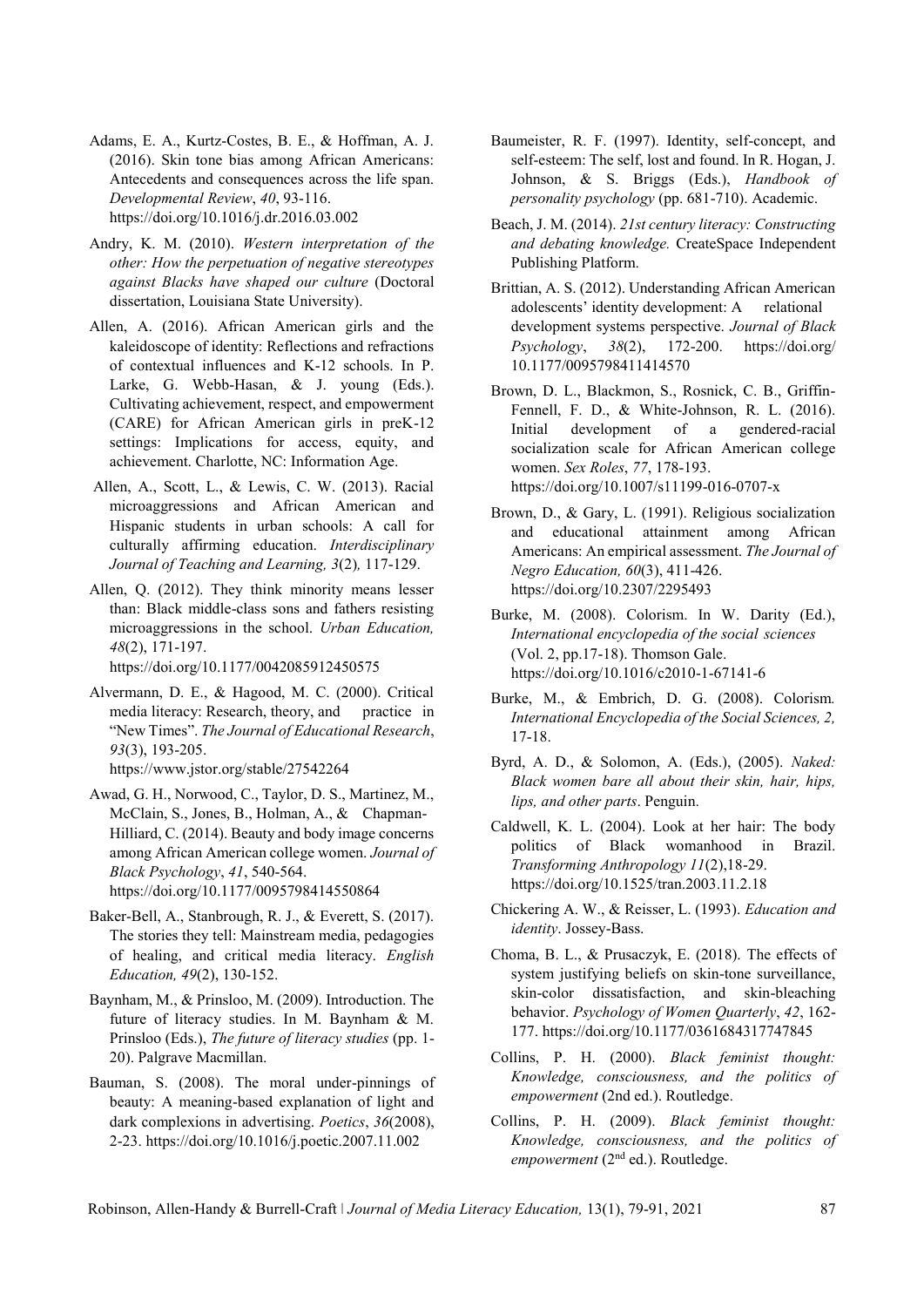Adams, E. A., Kurtz-Costes, B. E., & Hoffman, A. J. (2016). Skin tone bias among African Americans: Antecedents and consequences across the life span. *Developmental Review*, *40*, 93-116. https://doi.org/10.1016/j.dr.2016.03.002

Andry, K. M. (2010). *Western interpretation of the other: How the perpetuation of negative stereotypes against Blacks have shaped our culture* (Doctoral dissertation, Louisiana State University).

Allen, A. (2016). African American girls and the kaleidoscope of identity: Reflections and refractions of contextual influences and K-12 schools. In P. Larke, G. Webb-Hasan, & J. young (Eds.). Cultivating achievement, respect, and empowerment (CARE) for African American girls in preK-12 settings: Implications for access, equity, and achievement. Charlotte, NC: Information Age.

Allen, A., Scott, L., & Lewis, C. W. (2013). Racial microaggressions and African American and Hispanic students in urban schools: A call for culturally affirming education. *Interdisciplinary Journal of Teaching and Learning, 3*(2)*,* 117-129.

Allen, Q. (2012). They think minority means lesser than: Black middle-class sons and fathers resisting microaggressions in the school. *Urban Education, 48*(2), 171-197. https://doi.org/10.1177/0042085912450575

Alvermann, D. E., & Hagood, M. C. (2000). Critical media literacy: Research, theory, and practice in "New Times". *The Journal of Educational Research*, *93*(3), 193-205. https://www.jstor.org/stable/27542264

Awad, G. H., Norwood, C., Taylor, D. S., Martinez, M., McClain, S., Jones, B., Holman, A., & Chapman-Hilliard, C. (2014). Beauty and body image concerns among African American college women. *Journal of Black Psychology*, *41*, 540-564. https://doi.org/10.1177/0095798414550864

Baker-Bell, A., Stanbrough, R. J., & Everett, S. (2017). The stories they tell: Mainstream media, pedagogies of healing, and critical media literacy. *English Education, 49*(2), 130-152.

Baynham, M., & Prinsloo, M. (2009). Introduction. The future of literacy studies. In M. Baynham & M. Prinsloo (Eds.), *The future of literacy studies* (pp. 1-20). Palgrave Macmillan.

Bauman, S. (2008). The moral under-pinnings of beauty: A meaning-based explanation of light and dark complexions in advertising. *Poetics*, *36*(2008), 2-23. https://doi.org/10.1016/j.poetic.2007.11.002

Baumeister, R. F. (1997). Identity, self-concept, and self-esteem: The self, lost and found. In R. Hogan, J. Johnson, & S. Briggs (Eds.), *Handbook of personality psychology* (pp. 681-710). Academic.

Beach, J. M. (2014). *21st century literacy: Constructing and debating knowledge.* CreateSpace Independent Publishing Platform.

Brittian, A. S. (2012). Understanding African American adolescents' identity development: A relational development systems perspective. *Journal of Black Psychology*, *38*(2), 172-200. https://doi.org/10.1177/0095798411414570

Brown, D. L., Blackmon, S., Rosnick, C. B., Griffin-Fennell, F. D., & White-Johnson, R. L. (2016). Initial development of a gendered-racial socialization scale for African American college women. *Sex Roles*, *77*, 178-193. https://doi.org/10.1007/s11199-016-0707-x

Brown, D., & Gary, L. (1991). Religious socialization and educational attainment among African Americans: An empirical assessment. *The Journal of Negro Education, 60*(3), 411-426. https://doi.org/10.2307/2295493

Burke, M. (2008). Colorism. In W. Darity (Ed.), *International encyclopedia of the social sciences* (Vol. 2, pp.17-18). Thomson Gale. https://doi.org/10.1016/c2010-1-67141-6

Burke, M., & Embrich, D. G. (2008). Colorism*. International Encyclopedia of the Social Sciences, 2,* 17-18.

Byrd, A. D., & Solomon, A. (Eds.), (2005). *Naked: Black women bare all about their skin, hair, hips, lips, and other parts*. Penguin.

Caldwell, K. L. (2004). Look at her hair: The body politics of Black womanhood in Brazil. *Transforming Anthropology 11*(2),18-29. https://doi.org/10.1525/tran.2003.11.2.18

Chickering A. W., & Reisser, L. (1993). *Education and identity*. Jossey-Bass.

Choma, B. L., & Prusaczyk, E. (2018). The effects of system justifying beliefs on skin-tone surveillance, skin-color dissatisfaction, and skin-bleaching behavior. *Psychology of Women Quarterly*, *42*, 162-177. https://doi.org/10.1177/0361684317747845

Collins, P. H. (2000). *Black feminist thought: Knowledge, consciousness, and the politics of empowerment* (2nd ed.). Routledge.

Collins, P. H. (2009). *Black feminist thought: Knowledge, consciousness, and the politics of empowerment* (2nd ed.). Routledge.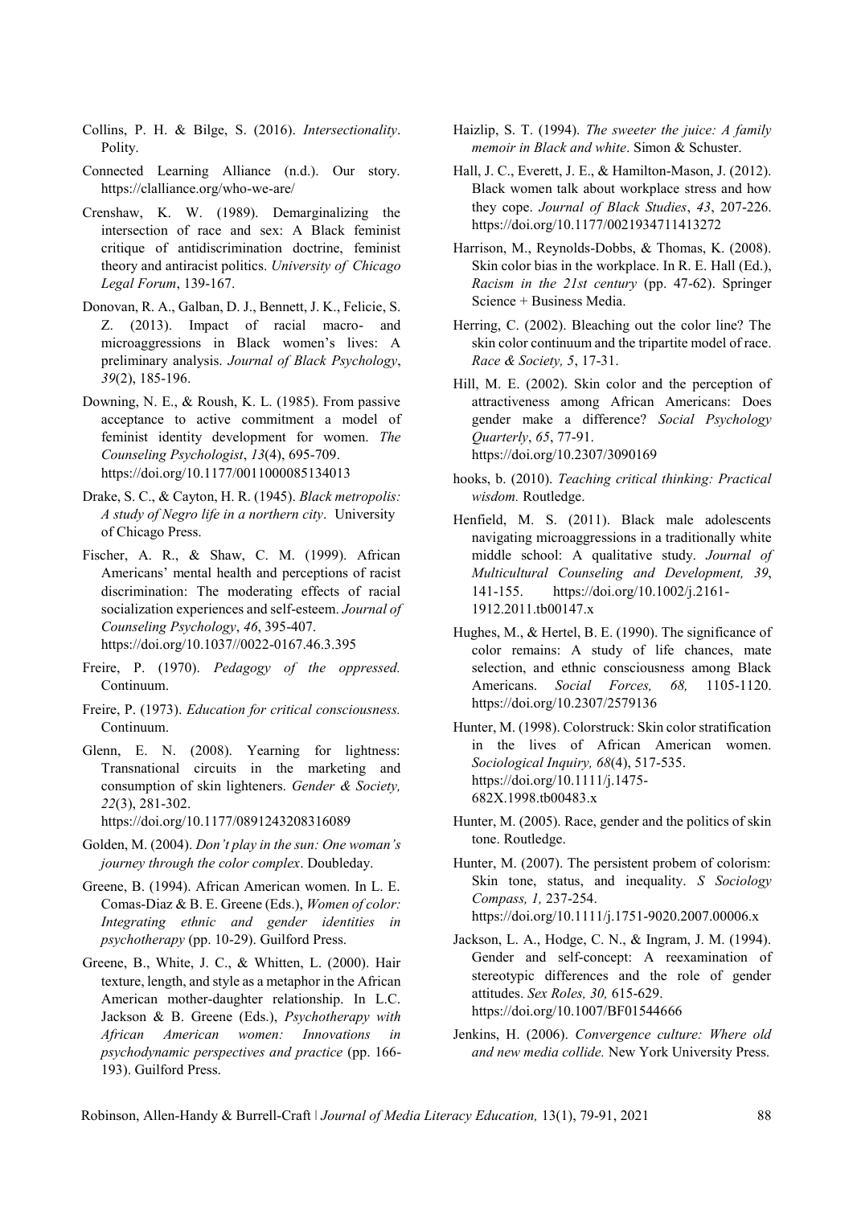Collins, P. H. & Bilge, S. (2016). *Intersectionality*. Polity.

Connected Learning Alliance (n.d.). Our story. https://clalliance.org/who-we-are/

Crenshaw, K. W. (1989). Demarginalizing the intersection of race and sex: A Black feminist critique of antidiscrimination doctrine, feminist theory and antiracist politics. *University of Chicago Legal Forum*, 139-167.

Donovan, R. A., Galban, D. J., Bennett, J. K., Felicie, S. Z. (2013). Impact of racial macro- and microaggressions in Black women's lives: A preliminary analysis. *Journal of Black Psychology*, *39*(2), 185-196.

Downing, N. E., & Roush, K. L. (1985). From passive acceptance to active commitment a model of feminist identity development for women. *The Counseling Psychologist*, *13*(4), 695-709. https://doi.org/10.1177/0011000085134013

Drake, S. C., & Cayton, H. R. (1945). *Black metropolis: A study of Negro life in a northern city*. University of Chicago Press.

Fischer, A. R., & Shaw, C. M. (1999). African Americans' mental health and perceptions of racist discrimination: The moderating effects of racial socialization experiences and self-esteem. *Journal of Counseling Psychology*, *46*, 395-407. https://doi.org/10.1037//0022-0167.46.3.395

Freire, P. (1970). *Pedagogy of the oppressed.* Continuum.

Freire, P. (1973). *Education for critical consciousness.* Continuum.

Glenn, E. N. (2008). Yearning for lightness: Transnational circuits in the marketing and consumption of skin lighteners. *Gender & Society, 22*(3), 281-302. https://doi.org/10.1177/0891243208316089

Golden, M. (2004). *Don't play in the sun: One woman's journey through the color complex*. Doubleday.

Greene, B. (1994). African American women. In L. E. Comas-Diaz & B. E. Greene (Eds.), *Women of color: Integrating ethnic and gender identities in psychotherapy* (pp. 10-29). Guilford Press.

Greene, B., White, J. C., & Whitten, L. (2000). Hair texture, length, and style as a metaphor in the African American mother-daughter relationship. In L.C. Jackson & B. Greene (Eds.), *Psychotherapy with African American women: Innovations in psychodynamic perspectives and practice* (pp. 166-193). Guilford Press.

Haizlip, S. T. (1994). *The sweeter the juice: A family memoir in Black and white*. Simon & Schuster.

Hall, J. C., Everett, J. E., & Hamilton-Mason, J. (2012). Black women talk about workplace stress and how they cope. *Journal of Black Studies*, *43*, 207-226. https://doi.org/10.1177/0021934711413272

Harrison, M., Reynolds-Dobbs, & Thomas, K. (2008). Skin color bias in the workplace. In R. E. Hall (Ed.), *Racism in the 21st century* (pp. 47-62). Springer Science + Business Media.

Herring, C. (2002). Bleaching out the color line? The skin color continuum and the tripartite model of race. *Race & Society, 5*, 17-31.

Hill, M. E. (2002). Skin color and the perception of attractiveness among African Americans: Does gender make a difference? *Social Psychology Quarterly*, *65*, 77-91. https://doi.org/10.2307/3090169

hooks, b. (2010). *Teaching critical thinking: Practical wisdom.* Routledge.

Henfield, M. S. (2011). Black male adolescents navigating microaggressions in a traditionally white middle school: A qualitative study. *Journal of Multicultural Counseling and Development, 39*, 141-155. https://doi.org/10.1002/j.2161-1912.2011.tb00147.x

Hughes, M., & Hertel, B. E. (1990). The significance of color remains: A study of life chances, mate selection, and ethnic consciousness among Black Americans. *Social Forces, 68,* 1105-1120. https://doi.org/10.2307/2579136

Hunter, M. (1998). Colorstruck: Skin color stratification in the lives of African American women. *Sociological Inquiry, 68*(4), 517-535. https://doi.org/10.1111/j.1475-682X.1998.tb00483.x

Hunter, M. (2005). Race, gender and the politics of skin tone. Routledge.

Hunter, M. (2007). The persistent probem of colorism: Skin tone, status, and inequality. *S Sociology Compass, 1,* 237-254. https://doi.org/10.1111/j.1751-9020.2007.00006.x

Jackson, L. A., Hodge, C. N., & Ingram, J. M. (1994). Gender and self-concept: A reexamination of stereotypic differences and the role of gender attitudes. *Sex Roles, 30,* 615-629. https://doi.org/10.1007/BF01544666

Jenkins, H. (2006). *Convergence culture: Where old and new media collide.* New York University Press.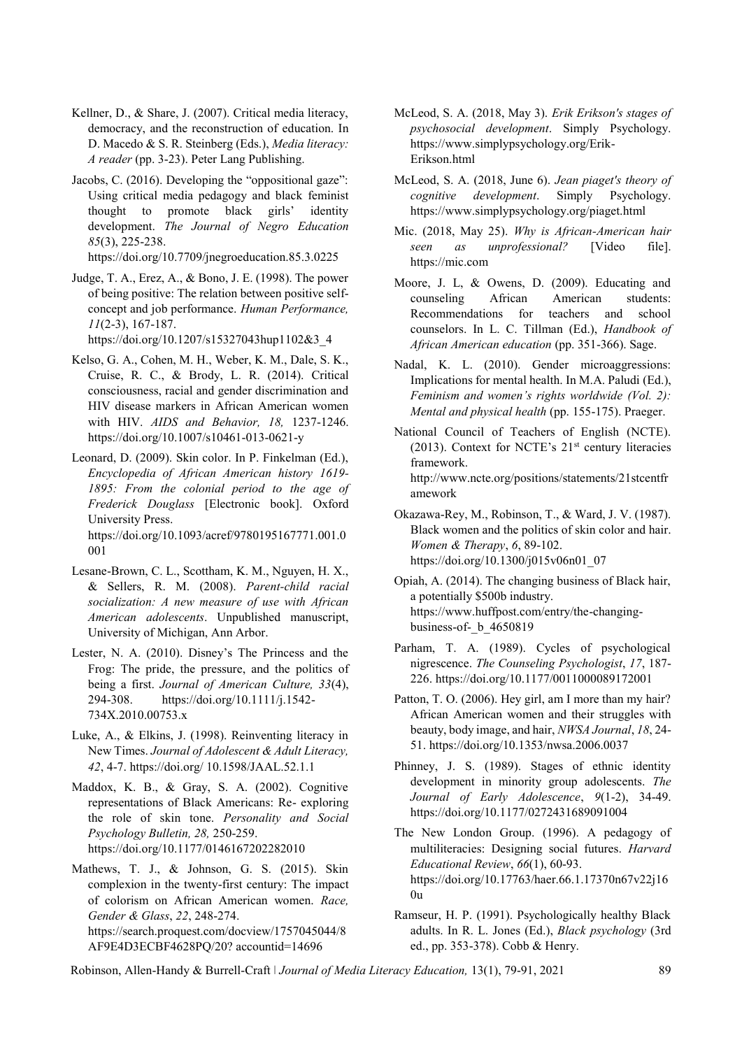Kellner, D., & Share, J. (2007). Critical media literacy, democracy, and the reconstruction of education. In D. Macedo & S. R. Steinberg (Eds.), *Media literacy: A reader* (pp. 3-23). Peter Lang Publishing.

Jacobs, C. (2016). Developing the "oppositional gaze": Using critical media pedagogy and black feminist thought to promote black girls' identity development. *The Journal of Negro Education 85*(3), 225-238. https://doi.org/10.7709/jnegroeducation.85.3.0225

Judge, T. A., Erez, A., & Bono, J. E. (1998). The power of being positive: The relation between positive self-concept and job performance. *Human Performance, 11*(2-3), 167-187. https://doi.org/10.1207/s15327043hup1102&3_4

Kelso, G. A., Cohen, M. H., Weber, K. M., Dale, S. K., Cruise, R. C., & Brody, L. R. (2014). Critical consciousness, racial and gender discrimination and HIV disease markers in African American women with HIV. *AIDS and Behavior, 18,* 1237-1246. https://doi.org/10.1007/s10461-013-0621-y

Leonard, D. (2009). Skin color. In P. Finkelman (Ed.), *Encyclopedia of African American history 1619-1895: From the colonial period to the age of Frederick Douglass* [Electronic book]. Oxford University Press. https://doi.org/10.1093/acref/9780195167771.001.0001

Lesane-Brown, C. L., Scottham, K. M., Nguyen, H. X., & Sellers, R. M. (2008). *Parent-child racial socialization: A new measure of use with African American adolescents*. Unpublished manuscript, University of Michigan, Ann Arbor.

Lester, N. A. (2010). Disney's The Princess and the Frog: The pride, the pressure, and the politics of being a first. *Journal of American Culture, 33*(4), 294-308. https://doi.org/10.1111/j.1542-734X.2010.00753.x

Luke, A., & Elkins, J. (1998). Reinventing literacy in New Times. *Journal of Adolescent & Adult Literacy, 42*, 4-7. https://doi.org/ 10.1598/JAAL.52.1.1

Maddox, K. B., & Gray, S. A. (2002). Cognitive representations of Black Americans: Re- exploring the role of skin tone. *Personality and Social Psychology Bulletin, 28,* 250-259. https://doi.org/10.1177/0146167202282010

Mathews, T. J., & Johnson, G. S. (2015). Skin complexion in the twenty-first century: The impact of colorism on African American women. *Race, Gender & Glass*, *22*, 248-274. https://search.proquest.com/docview/1757045044/8AF9E4D3ECBF4628PQ/20? accountid=14696

McLeod, S. A. (2018, May 3). *Erik Erikson's stages of psychosocial development*. Simply Psychology. https://www.simplypsychology.org/Erik-Erikson.html

McLeod, S. A. (2018, June 6). *Jean piaget's theory of cognitive development*. Simply Psychology. https://www.simplypsychology.org/piaget.html

Mic. (2018, May 25). *Why is African-American hair seen as unprofessional?* [Video file]. https://mic.com

Moore, J. L, & Owens, D. (2009). Educating and counseling African American students: Recommendations for teachers and school counselors. In L. C. Tillman (Ed.), *Handbook of African American education* (pp. 351-366). Sage.

Nadal, K. L. (2010). Gender microaggressions: Implications for mental health. In M.A. Paludi (Ed.), *Feminism and women's rights worldwide (Vol. 2): Mental and physical health* (pp. 155-175). Praeger.

National Council of Teachers of English (NCTE). (2013). Context for NCTE's 21st century literacies framework. http://www.ncte.org/positions/statements/21stcentframework

Okazawa-Rey, M., Robinson, T., & Ward, J. V. (1987). Black women and the politics of skin color and hair. *Women & Therapy*, *6*, 89-102. https://doi.org/10.1300/j015v06n01_07

Opiah, A. (2014). The changing business of Black hair, a potentially $500b industry. https://www.huffpost.com/entry/the-changing-business-of-_b_4650819

Parham, T. A. (1989). Cycles of psychological nigrescence. *The Counseling Psychologist*, *17*, 187-226. https://doi.org/10.1177/0011000089172001

Patton, T. O. (2006). Hey girl, am I more than my hair? African American women and their struggles with beauty, body image, and hair, *NWSA Journal*, *18*, 24-51. https://doi.org/10.1353/nwsa.2006.0037

Phinney, J. S. (1989). Stages of ethnic identity development in minority group adolescents. *The Journal of Early Adolescence*, *9*(1-2), 34-49. https://doi.org/10.1177/0272431689091004

The New London Group. (1996). A pedagogy of multiliteracies: Designing social futures. *Harvard Educational Review*, *66*(1), 60-93. https://doi.org/10.17763/haer.66.1.17370n67v22j160u

Ramseur, H. P. (1991). Psychologically healthy Black adults. In R. L. Jones (Ed.), *Black psychology* (3rd ed., pp. 353-378). Cobb & Henry.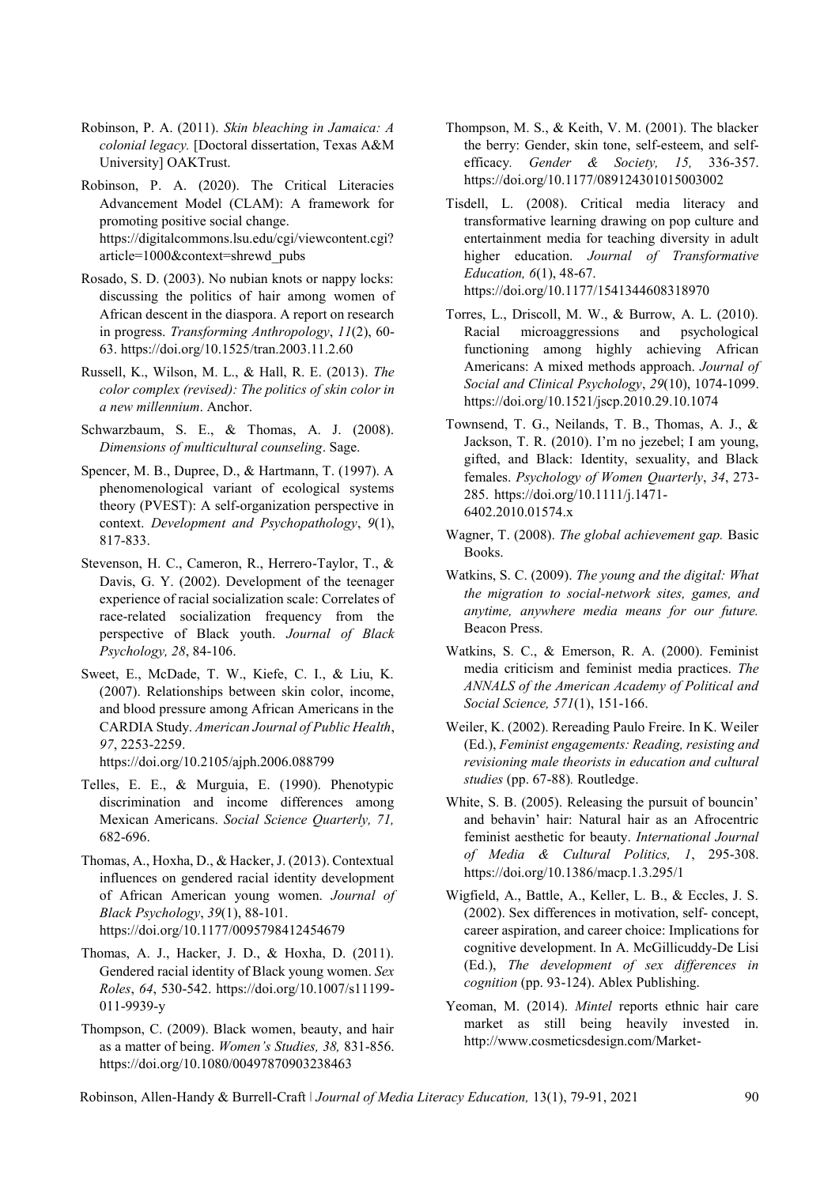Robinson, P. A. (2011). *Skin bleaching in Jamaica: A colonial legacy.* [Doctoral dissertation, Texas A&M University] OAKTrust.

Robinson, P. A. (2020). The Critical Literacies Advancement Model (CLAM): A framework for promoting positive social change. https://digitalcommons.lsu.edu/cgi/viewcontent.cgi?article=1000&context=shrewd_pubs

Rosado, S. D. (2003). No nubian knots or nappy locks: discussing the politics of hair among women of African descent in the diaspora. A report on research in progress. *Transforming Anthropology*, *11*(2), 60-63. https://doi.org/10.1525/tran.2003.11.2.60

Russell, K., Wilson, M. L., & Hall, R. E. (2013). *The color complex (revised): The politics of skin color in a new millennium*. Anchor.

Schwarzbaum, S. E., & Thomas, A. J. (2008). *Dimensions of multicultural counseling*. Sage.

Spencer, M. B., Dupree, D., & Hartmann, T. (1997). A phenomenological variant of ecological systems theory (PVEST): A self-organization perspective in context. *Development and Psychopathology*, *9*(1), 817-833.

Stevenson, H. C., Cameron, R., Herrero-Taylor, T., & Davis, G. Y. (2002). Development of the teenager experience of racial socialization scale: Correlates of race-related socialization frequency from the perspective of Black youth. *Journal of Black Psychology, 28*, 84-106.

Sweet, E., McDade, T. W., Kiefe, C. I., & Liu, K. (2007). Relationships between skin color, income, and blood pressure among African Americans in the CARDIA Study. *American Journal of Public Health*, *97*, 2253-2259. https://doi.org/10.2105/ajph.2006.088799

Telles, E. E., & Murguia, E. (1990). Phenotypic discrimination and income differences among Mexican Americans. *Social Science Quarterly, 71,* 682-696.

Thomas, A., Hoxha, D., & Hacker, J. (2013). Contextual influences on gendered racial identity development of African American young women. *Journal of Black Psychology*, *39*(1), 88-101. https://doi.org/10.1177/0095798412454679

Thomas, A. J., Hacker, J. D., & Hoxha, D. (2011). Gendered racial identity of Black young women. *Sex Roles*, *64*, 530-542. https://doi.org/10.1007/s11199-011-9939-y

Thompson, C. (2009). Black women, beauty, and hair as a matter of being. *Women's Studies, 38,* 831-856. https://doi.org/10.1080/00497870903238463

Thompson, M. S., & Keith, V. M. (2001). The blacker the berry: Gender, skin tone, self-esteem, and self-efficacy. *Gender & Society, 15,* 336-357. https://doi.org/10.1177/089124301015003002

Tisdell, L. (2008). Critical media literacy and transformative learning drawing on pop culture and entertainment media for teaching diversity in adult higher education. *Journal of Transformative Education, 6*(1), 48-67. https://doi.org/10.1177/1541344608318970

Torres, L., Driscoll, M. W., & Burrow, A. L. (2010). Racial microaggressions and psychological functioning among highly achieving African Americans: A mixed methods approach. *Journal of Social and Clinical Psychology*, *29*(10), 1074-1099. https://doi.org/10.1521/jscp.2010.29.10.1074

Townsend, T. G., Neilands, T. B., Thomas, A. J., & Jackson, T. R. (2010). I'm no jezebel; I am young, gifted, and Black: Identity, sexuality, and Black females. *Psychology of Women Quarterly*, *34*, 273-285. https://doi.org/10.1111/j.1471-6402.2010.01574.x

Wagner, T. (2008). *The global achievement gap.* Basic Books.

Watkins, S. C. (2009). *The young and the digital: What the migration to social-network sites, games, and anytime, anywhere media means for our future.* Beacon Press.

Watkins, S. C., & Emerson, R. A. (2000). Feminist media criticism and feminist media practices. *The ANNALS of the American Academy of Political and Social Science, 571*(1), 151-166.

Weiler, K. (2002). Rereading Paulo Freire. In K. Weiler (Ed.), *Feminist engagements: Reading, resisting and revisioning male theorists in education and cultural studies* (pp. 67-88)*.* Routledge.

White, S. B. (2005). Releasing the pursuit of bouncin' and behavin' hair: Natural hair as an Afrocentric feminist aesthetic for beauty. *International Journal of Media & Cultural Politics, 1*, 295-308. https://doi.org/10.1386/macp.1.3.295/1

Wigfield, A., Battle, A., Keller, L. B., & Eccles, J. S. (2002). Sex differences in motivation, self- concept, career aspiration, and career choice: Implications for cognitive development. In A. McGillicuddy-De Lisi (Ed.), *The development of sex differences in cognition* (pp. 93-124). Ablex Publishing.

Yeoman, M. (2014). *Mintel* reports ethnic hair care market as still being heavily invested in. http://www.cosmeticsdesign.com/Market-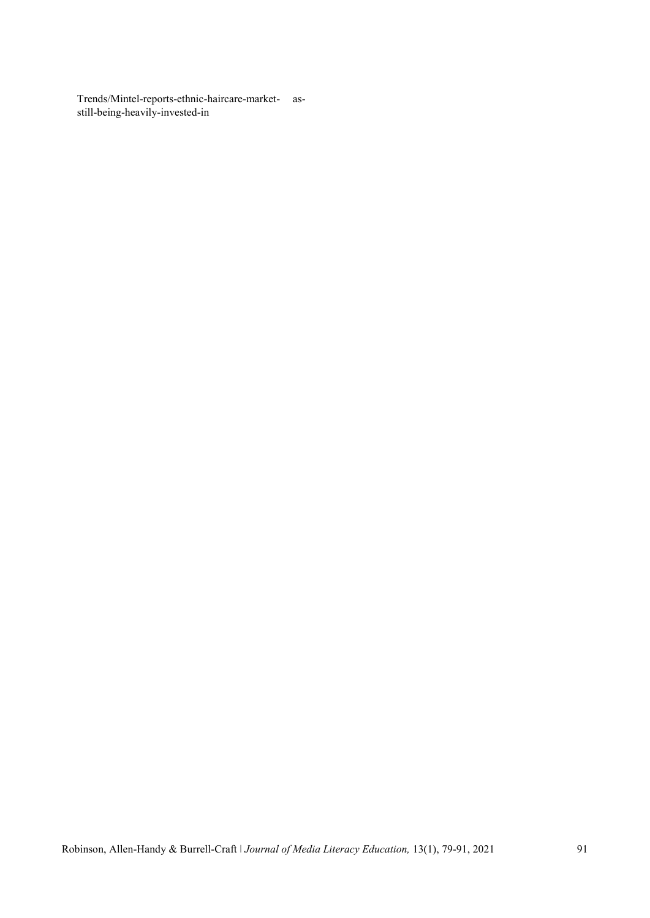Trends/Mintel-reports-ethnic-haircare-market- as-still-being-heavily-invested-in